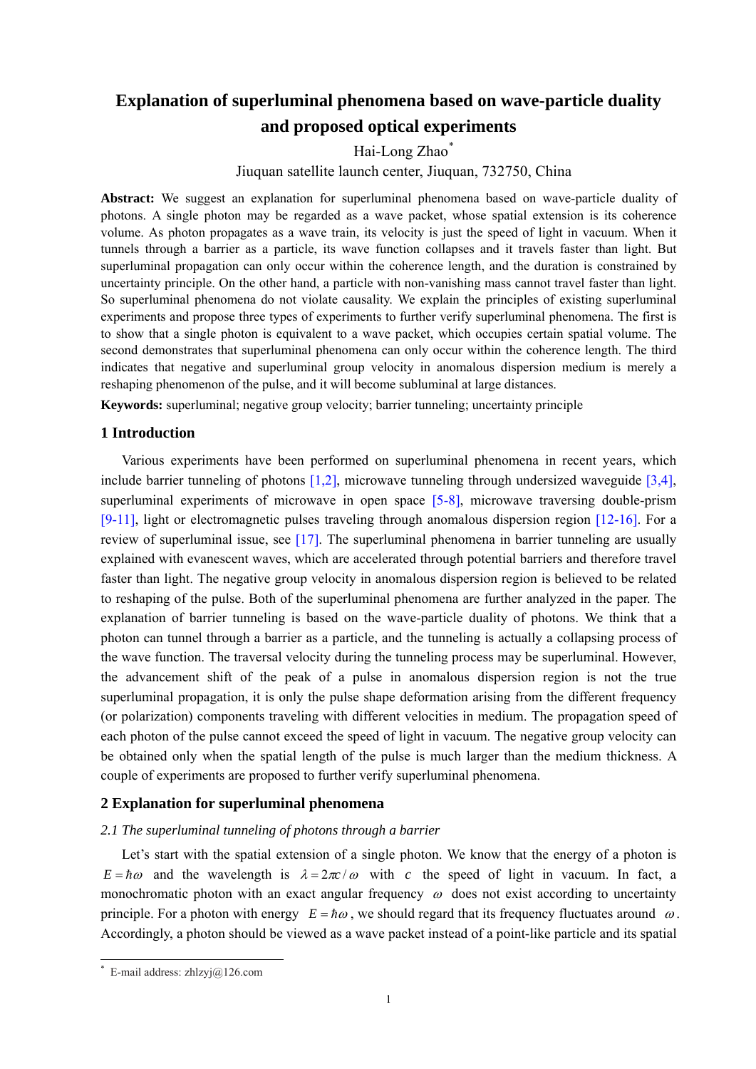# Explanation of superluminal phenomena based on wave-particle duality and proposed optical experiments

Hai-Long Zhao*

Jiuquan satellite launch center, Jiuquan, 732750, China

**Abstract:** We suggest an explanation for superluminal phenomena based on wave-particle duality of photons. A single photon may be regarded as a wave packet, whose spatial extension is its coherence volume. As photon propagates as a wave train, its velocity is just the speed of light in vacuum. When it tunnels through a barrier as a particle, its wave function collapses and it travels faster than light. But superluminal propagation can only occur within the coherence length, and the duration is constrained by uncertainty principle. On the other hand, a particle with non-vanishing mass cannot travel faster than light. So superluminal phenomena do not violate causality. We explain the principles of existing superluminal experiments and propose three types of experiments to further verify superluminal phenomena. The first is to show that a single photon is equivalent to a wave packet, which occupies certain spatial volume. The second demonstrates that superluminal phenomena can only occur within the coherence length. The third indicates that negative and superluminal group velocity in anomalous dispersion medium is merely a reshaping phenomenon of the pulse, and it will become subluminal at large distances.

**Keywords:** superluminal; negative group velocity; barrier tunneling; uncertainty principle

## 1 Introduction

Various experiments have been performed on superluminal phenomena in recent years, which include barrier tunneling of photons [1,2], microwave tunneling through undersized waveguide [3,4], superluminal experiments of microwave in open space [5-8], microwave traversing double-prism [9-11], light or electromagnetic pulses traveling through anomalous dispersion region [12-16]. For a review of superluminal issue, see [17]. The superluminal phenomena in barrier tunneling are usually explained with evanescent waves, which are accelerated through potential barriers and therefore travel faster than light. The negative group velocity in anomalous dispersion region is believed to be related to reshaping of the pulse. Both of the superluminal phenomena are further analyzed in the paper. The explanation of barrier tunneling is based on the wave-particle duality of photons. We think that a photon can tunnel through a barrier as a particle, and the tunneling is actually a collapsing process of the wave function. The traversal velocity during the tunneling process may be superluminal. However, the advancement shift of the peak of a pulse in anomalous dispersion region is not the true superluminal propagation, it is only the pulse shape deformation arising from the different frequency (or polarization) components traveling with different velocities in medium. The propagation speed of each photon of the pulse cannot exceed the speed of light in vacuum. The negative group velocity can be obtained only when the spatial length of the pulse is much larger than the medium thickness. A couple of experiments are proposed to further verify superluminal phenomena.

## 2 Explanation for superluminal phenomena

### *2.1 The superluminal tunneling of photons through a barrier*

Let's start with the spatial extension of a single photon. We know that the energy of a photon is $E = \hbar\omega$ and the wavelength is $\lambda = 2\pi c/\omega$ with $c$ the speed of light in vacuum. In fact, a monochromatic photon with an exact angular frequency $\omega$ does not exist according to uncertainty principle. For a photon with energy $E = \hbar\omega$, we should regard that its frequency fluctuates around $\omega$. Accordingly, a photon should be viewed as a wave packet instead of a point-like particle and its spatial

* E-mail address: zhlzyj@126.com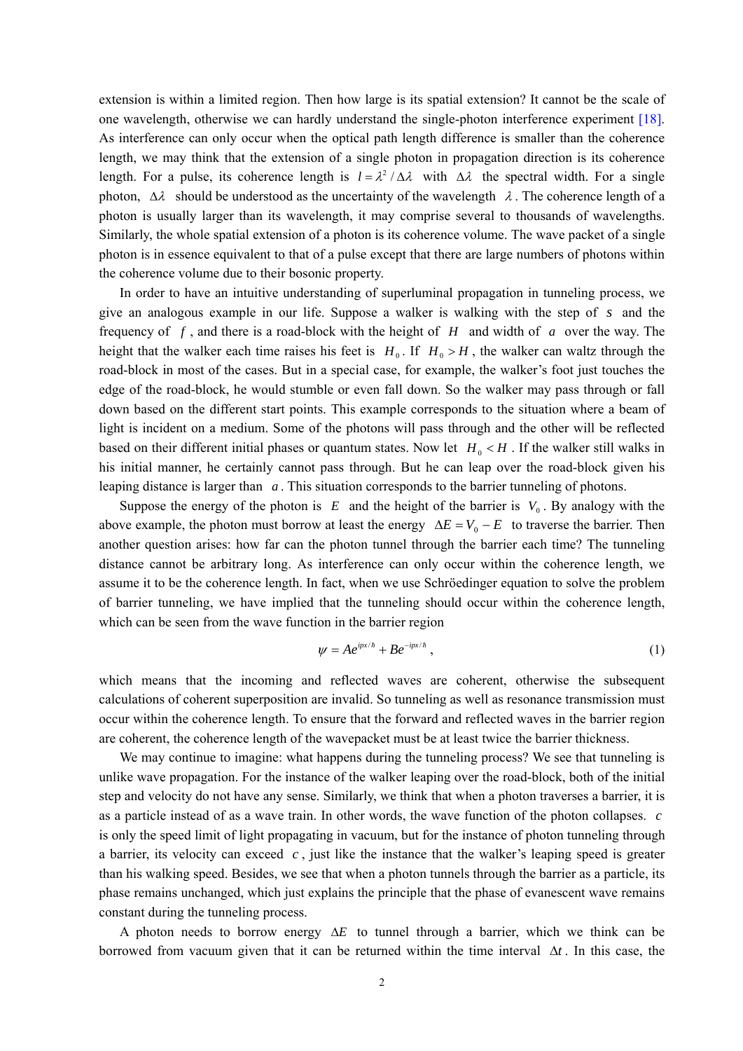extension is within a limited region. Then how large is its spatial extension? It cannot be the scale of one wavelength, otherwise we can hardly understand the single-photon interference experiment [18]. As interference can only occur when the optical path length difference is smaller than the coherence length, we may think that the extension of a single photon in propagation direction is its coherence length. For a pulse, its coherence length is $l = \lambda^2 / \Delta\lambda$ with $\Delta\lambda$ the spectral width. For a single photon, $\Delta\lambda$ should be understood as the uncertainty of the wavelength $\lambda$. The coherence length of a photon is usually larger than its wavelength, it may comprise several to thousands of wavelengths. Similarly, the whole spatial extension of a photon is its coherence volume. The wave packet of a single photon is in essence equivalent to that of a pulse except that there are large numbers of photons within the coherence volume due to their bosonic property.

In order to have an intuitive understanding of superluminal propagation in tunneling process, we give an analogous example in our life. Suppose a walker is walking with the step of $s$ and the frequency of $f$, and there is a road-block with the height of $H$ and width of $a$ over the way. The height that the walker each time raises his feet is $H_0$. If $H_0 > H$, the walker can waltz through the road-block in most of the cases. But in a special case, for example, the walker's foot just touches the edge of the road-block, he would stumble or even fall down. So the walker may pass through or fall down based on the different start points. This example corresponds to the situation where a beam of light is incident on a medium. Some of the photons will pass through and the other will be reflected based on their different initial phases or quantum states. Now let $H_0 < H$. If the walker still walks in his initial manner, he certainly cannot pass through. But he can leap over the road-block given his leaping distance is larger than $a$. This situation corresponds to the barrier tunneling of photons.

Suppose the energy of the photon is $E$ and the height of the barrier is $V_0$. By analogy with the above example, the photon must borrow at least the energy $\Delta E = V_0 - E$ to traverse the barrier. Then another question arises: how far can the photon tunnel through the barrier each time? The tunneling distance cannot be arbitrary long. As interference can only occur within the coherence length, we assume it to be the coherence length. In fact, when we use Schröedinger equation to solve the problem of barrier tunneling, we have implied that the tunneling should occur within the coherence length, which can be seen from the wave function in the barrier region

$$\psi = Ae^{ipx/\hbar} + Be^{-ipx/\hbar}, \tag{1}$$

which means that the incoming and reflected waves are coherent, otherwise the subsequent calculations of coherent superposition are invalid. So tunneling as well as resonance transmission must occur within the coherence length. To ensure that the forward and reflected waves in the barrier region are coherent, the coherence length of the wavepacket must be at least twice the barrier thickness.

We may continue to imagine: what happens during the tunneling process? We see that tunneling is unlike wave propagation. For the instance of the walker leaping over the road-block, both of the initial step and velocity do not have any sense. Similarly, we think that when a photon traverses a barrier, it is as a particle instead of as a wave train. In other words, the wave function of the photon collapses. $c$ is only the speed limit of light propagating in vacuum, but for the instance of photon tunneling through a barrier, its velocity can exceed $c$, just like the instance that the walker's leaping speed is greater than his walking speed. Besides, we see that when a photon tunnels through the barrier as a particle, its phase remains unchanged, which just explains the principle that the phase of evanescent wave remains constant during the tunneling process.

A photon needs to borrow energy $\Delta E$ to tunnel through a barrier, which we think can be borrowed from vacuum given that it can be returned within the time interval $\Delta t$. In this case, the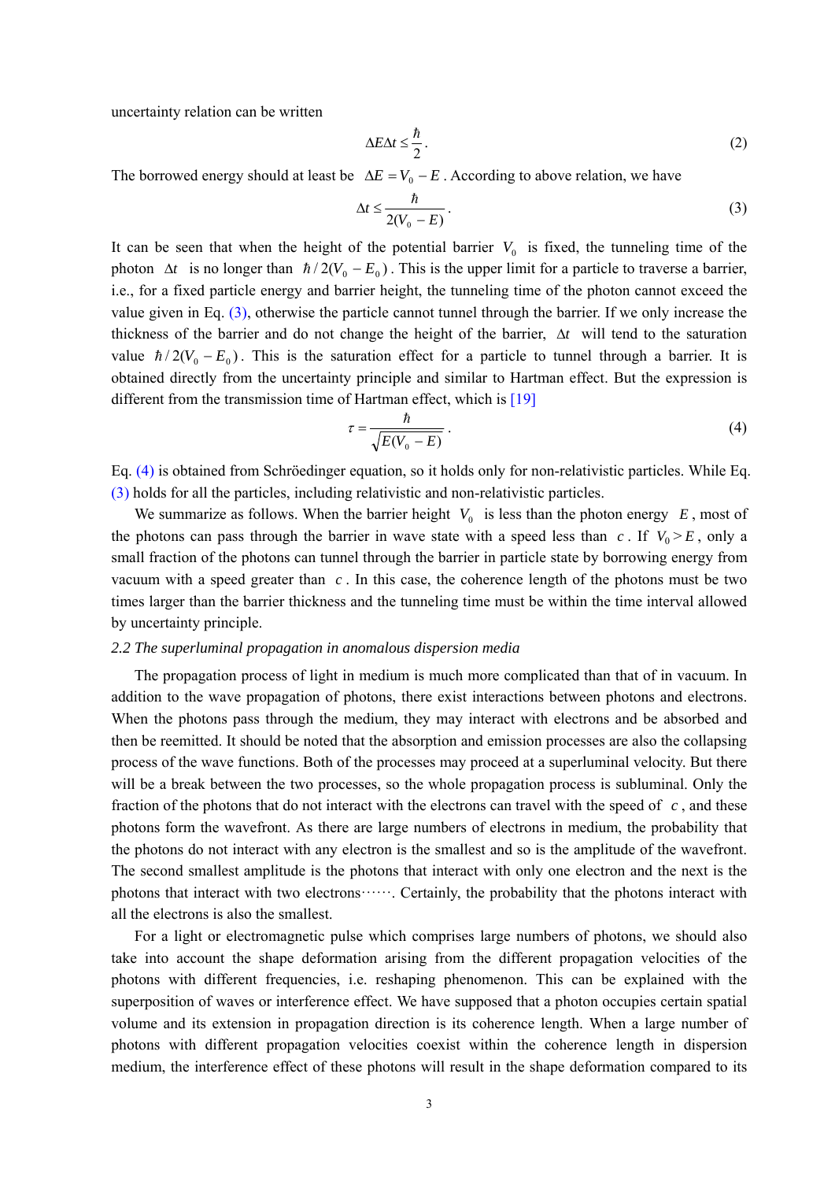uncertainty relation can be written

$$\Delta E \Delta t \leq \frac{\hbar}{2}. \tag{2}$$

The borrowed energy should at least be $\Delta E = V_0 - E$. According to above relation, we have

$$\Delta t \leq \frac{\hbar}{2(V_0 - E)}. \tag{3}$$

It can be seen that when the height of the potential barrier $V_0$ is fixed, the tunneling time of the photon $\Delta t$ is no longer than $\hbar / 2(V_0 - E_0)$. This is the upper limit for a particle to traverse a barrier, i.e., for a fixed particle energy and barrier height, the tunneling time of the photon cannot exceed the value given in Eq. (3), otherwise the particle cannot tunnel through the barrier. If we only increase the thickness of the barrier and do not change the height of the barrier, $\Delta t$ will tend to the saturation value $\hbar / 2(V_0 - E_0)$. This is the saturation effect for a particle to tunnel through a barrier. It is obtained directly from the uncertainty principle and similar to Hartman effect. But the expression is different from the transmission time of Hartman effect, which is [19]

$$\tau = \frac{\hbar}{\sqrt{E(V_0 - E)}}. \tag{4}$$

Eq. (4) is obtained from Schröedinger equation, so it holds only for non-relativistic particles. While Eq. (3) holds for all the particles, including relativistic and non-relativistic particles.

We summarize as follows. When the barrier height $V_0$ is less than the photon energy $E$, most of the photons can pass through the barrier in wave state with a speed less than $c$. If $V_0 > E$, only a small fraction of the photons can tunnel through the barrier in particle state by borrowing energy from vacuum with a speed greater than $c$. In this case, the coherence length of the photons must be two times larger than the barrier thickness and the tunneling time must be within the time interval allowed by uncertainty principle.

*2.2 The superluminal propagation in anomalous dispersion media*

The propagation process of light in medium is much more complicated than that of in vacuum. In addition to the wave propagation of photons, there exist interactions between photons and electrons. When the photons pass through the medium, they may interact with electrons and be absorbed and then be reemitted. It should be noted that the absorption and emission processes are also the collapsing process of the wave functions. Both of the processes may proceed at a superluminal velocity. But there will be a break between the two processes, so the whole propagation process is subluminal. Only the fraction of the photons that do not interact with the electrons can travel with the speed of $c$, and these photons form the wavefront. As there are large numbers of electrons in medium, the probability that the photons do not interact with any electron is the smallest and so is the amplitude of the wavefront. The second smallest amplitude is the photons that interact with only one electron and the next is the photons that interact with two electrons……. Certainly, the probability that the photons interact with all the electrons is also the smallest.

For a light or electromagnetic pulse which comprises large numbers of photons, we should also take into account the shape deformation arising from the different propagation velocities of the photons with different frequencies, i.e. reshaping phenomenon. This can be explained with the superposition of waves or interference effect. We have supposed that a photon occupies certain spatial volume and its extension in propagation direction is its coherence length. When a large number of photons with different propagation velocities coexist within the coherence length in dispersion medium, the interference effect of these photons will result in the shape deformation compared to its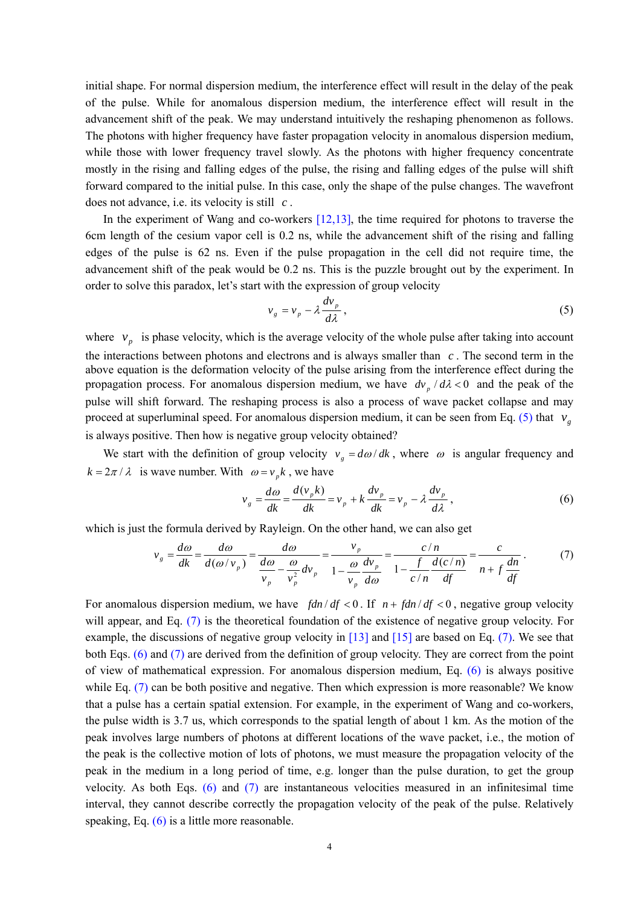initial shape. For normal dispersion medium, the interference effect will result in the delay of the peak of the pulse. While for anomalous dispersion medium, the interference effect will result in the advancement shift of the peak. We may understand intuitively the reshaping phenomenon as follows. The photons with higher frequency have faster propagation velocity in anomalous dispersion medium, while those with lower frequency travel slowly. As the photons with higher frequency concentrate mostly in the rising and falling edges of the pulse, the rising and falling edges of the pulse will shift forward compared to the initial pulse. In this case, only the shape of the pulse changes. The wavefront does not advance, i.e. its velocity is still $c$.

In the experiment of Wang and co-workers [12,13], the time required for photons to traverse the 6cm length of the cesium vapor cell is 0.2 ns, while the advancement shift of the rising and falling edges of the pulse is 62 ns. Even if the pulse propagation in the cell did not require time, the advancement shift of the peak would be 0.2 ns. This is the puzzle brought out by the experiment. In order to solve this paradox, let's start with the expression of group velocity

$$v_g = v_p - \lambda \frac{dv_p}{d\lambda}, \tag{5}$$

where $v_p$ is phase velocity, which is the average velocity of the whole pulse after taking into account the interactions between photons and electrons and is always smaller than $c$. The second term in the above equation is the deformation velocity of the pulse arising from the interference effect during the propagation process. For anomalous dispersion medium, we have $dv_p / d\lambda < 0$ and the peak of the pulse will shift forward. The reshaping process is also a process of wave packet collapse and may proceed at superluminal speed. For anomalous dispersion medium, it can be seen from Eq. (5) that $v_g$ is always positive. Then how is negative group velocity obtained?

We start with the definition of group velocity $v_g = d\omega / dk$, where $\omega$ is angular frequency and $k = 2\pi / \lambda$ is wave number. With $\omega = v_p k$, we have

$$v_g = \frac{d\omega}{dk} = \frac{d(v_p k)}{dk} = v_p + k\frac{dv_p}{dk} = v_p - \lambda \frac{dv_p}{d\lambda}, \tag{6}$$

which is just the formula derived by Rayleign. On the other hand, we can also get

$$v_g = \frac{d\omega}{dk} = \frac{d\omega}{d(\omega / v_p)} = \frac{d\omega}{\dfrac{d\omega}{v_p} - \dfrac{\omega}{v_p^2} dv_p} = \frac{v_p}{1 - \dfrac{\omega}{v_p}\dfrac{dv_p}{d\omega}} = \frac{c/n}{1 - \dfrac{f}{c/n}\dfrac{d(c/n)}{df}} = \frac{c}{n + f\dfrac{dn}{df}}. \tag{7}$$

For anomalous dispersion medium, we have $f dn/df < 0$. If $n + f dn/df < 0$, negative group velocity will appear, and Eq. (7) is the theoretical foundation of the existence of negative group velocity. For example, the discussions of negative group velocity in [13] and [15] are based on Eq. (7). We see that both Eqs. (6) and (7) are derived from the definition of group velocity. They are correct from the point of view of mathematical expression. For anomalous dispersion medium, Eq. (6) is always positive while Eq. (7) can be both positive and negative. Then which expression is more reasonable? We know that a pulse has a certain spatial extension. For example, in the experiment of Wang and co-workers, the pulse width is 3.7 us, which corresponds to the spatial length of about 1 km. As the motion of the peak involves large numbers of photons at different locations of the wave packet, i.e., the motion of the peak is the collective motion of lots of photons, we must measure the propagation velocity of the peak in the medium in a long period of time, e.g. longer than the pulse duration, to get the group velocity. As both Eqs. (6) and (7) are instantaneous velocities measured in an infinitesimal time interval, they cannot describe correctly the propagation velocity of the peak of the pulse. Relatively speaking, Eq. (6) is a little more reasonable.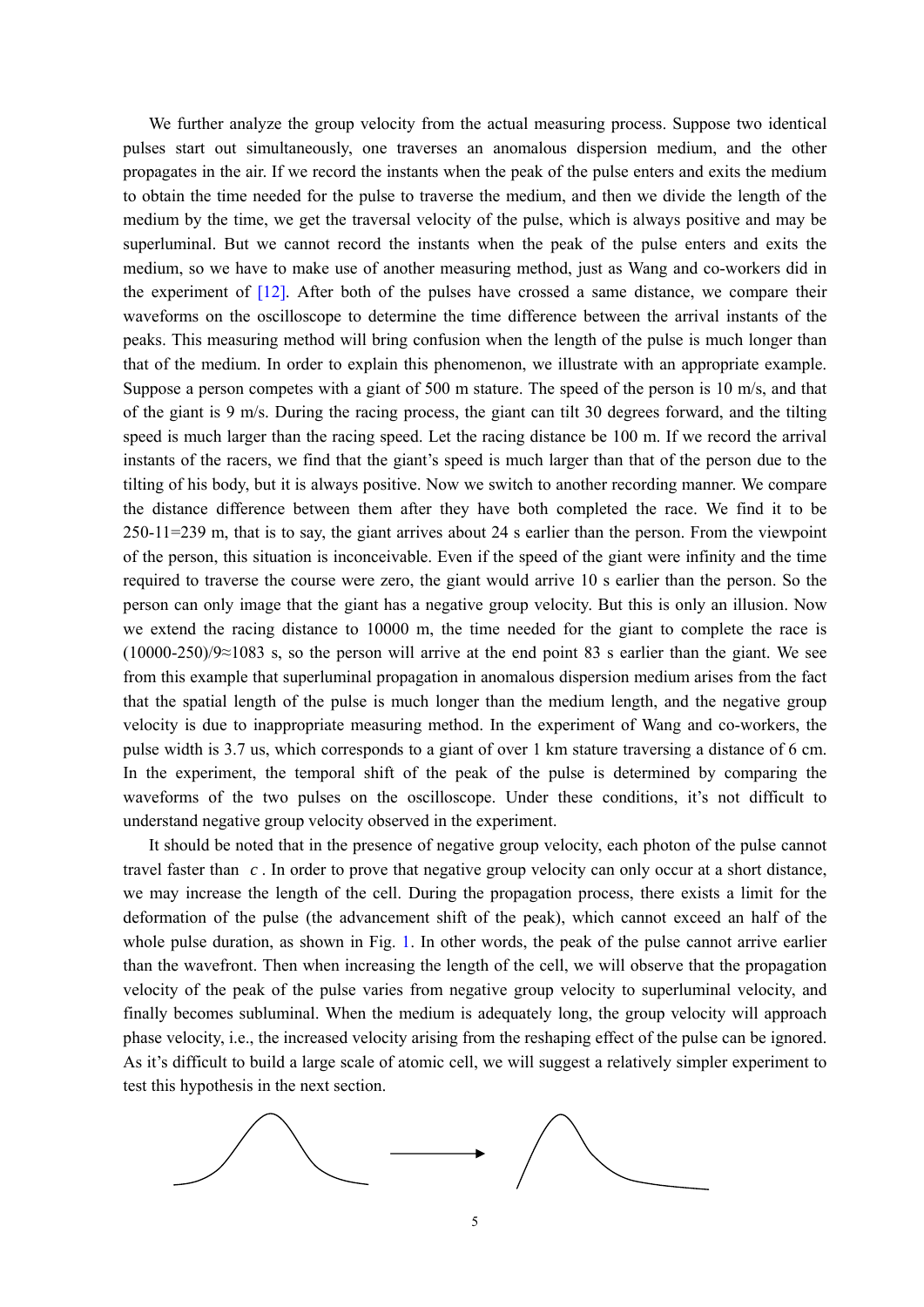We further analyze the group velocity from the actual measuring process. Suppose two identical pulses start out simultaneously, one traverses an anomalous dispersion medium, and the other propagates in the air. If we record the instants when the peak of the pulse enters and exits the medium to obtain the time needed for the pulse to traverse the medium, and then we divide the length of the medium by the time, we get the traversal velocity of the pulse, which is always positive and may be superluminal. But we cannot record the instants when the peak of the pulse enters and exits the medium, so we have to make use of another measuring method, just as Wang and co-workers did in the experiment of [12]. After both of the pulses have crossed a same distance, we compare their waveforms on the oscilloscope to determine the time difference between the arrival instants of the peaks. This measuring method will bring confusion when the length of the pulse is much longer than that of the medium. In order to explain this phenomenon, we illustrate with an appropriate example. Suppose a person competes with a giant of 500 m stature. The speed of the person is 10 m/s, and that of the giant is 9 m/s. During the racing process, the giant can tilt 30 degrees forward, and the tilting speed is much larger than the racing speed. Let the racing distance be 100 m. If we record the arrival instants of the racers, we find that the giant's speed is much larger than that of the person due to the tilting of his body, but it is always positive. Now we switch to another recording manner. We compare the distance difference between them after they have both completed the race. We find it to be 250-11=239 m, that is to say, the giant arrives about 24 s earlier than the person. From the viewpoint of the person, this situation is inconceivable. Even if the speed of the giant were infinity and the time required to traverse the course were zero, the giant would arrive 10 s earlier than the person. So the person can only image that the giant has a negative group velocity. But this is only an illusion. Now we extend the racing distance to 10000 m, the time needed for the giant to complete the race is (10000-250)/9≈1083 s, so the person will arrive at the end point 83 s earlier than the giant. We see from this example that superluminal propagation in anomalous dispersion medium arises from the fact that the spatial length of the pulse is much longer than the medium length, and the negative group velocity is due to inappropriate measuring method. In the experiment of Wang and co-workers, the pulse width is 3.7 us, which corresponds to a giant of over 1 km stature traversing a distance of 6 cm. In the experiment, the temporal shift of the peak of the pulse is determined by comparing the waveforms of the two pulses on the oscilloscope. Under these conditions, it's not difficult to understand negative group velocity observed in the experiment.

It should be noted that in the presence of negative group velocity, each photon of the pulse cannot travel faster than $c$. In order to prove that negative group velocity can only occur at a short distance, we may increase the length of the cell. During the propagation process, there exists a limit for the deformation of the pulse (the advancement shift of the peak), which cannot exceed an half of the whole pulse duration, as shown in Fig. 1. In other words, the peak of the pulse cannot arrive earlier than the wavefront. Then when increasing the length of the cell, we will observe that the propagation velocity of the peak of the pulse varies from negative group velocity to superluminal velocity, and finally becomes subluminal. When the medium is adequately long, the group velocity will approach phase velocity, i.e., the increased velocity arising from the reshaping effect of the pulse can be ignored. As it's difficult to build a large scale of atomic cell, we will suggest a relatively simpler experiment to test this hypothesis in the next section.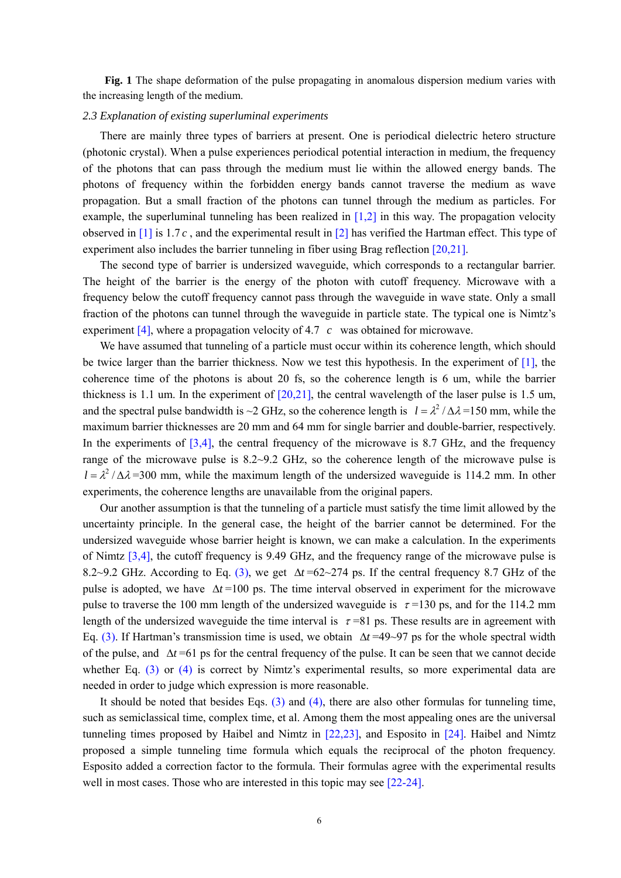**Fig. 1** The shape deformation of the pulse propagating in anomalous dispersion medium varies with the increasing length of the medium.

*2.3 Explanation of existing superluminal experiments*

There are mainly three types of barriers at present. One is periodical dielectric hetero structure (photonic crystal). When a pulse experiences periodical potential interaction in medium, the frequency of the photons that can pass through the medium must lie within the allowed energy bands. The photons of frequency within the forbidden energy bands cannot traverse the medium as wave propagation. But a small fraction of the photons can tunnel through the medium as particles. For example, the superluminal tunneling has been realized in [1,2] in this way. The propagation velocity observed in [1] is $1.7c$, and the experimental result in [2] has verified the Hartman effect. This type of experiment also includes the barrier tunneling in fiber using Brag reflection [20,21].

The second type of barrier is undersized waveguide, which corresponds to a rectangular barrier. The height of the barrier is the energy of the photon with cutoff frequency. Microwave with a frequency below the cutoff frequency cannot pass through the waveguide in wave state. Only a small fraction of the photons can tunnel through the waveguide in particle state. The typical one is Nimtz's experiment [4], where a propagation velocity of 4.7 $c$ was obtained for microwave.

We have assumed that tunneling of a particle must occur within its coherence length, which should be twice larger than the barrier thickness. Now we test this hypothesis. In the experiment of [1], the coherence time of the photons is about 20 fs, so the coherence length is 6 um, while the barrier thickness is 1.1 um. In the experiment of [20,21], the central wavelength of the laser pulse is 1.5 um, and the spectral pulse bandwidth is ~2 GHz, so the coherence length is $l = \lambda^2/\Delta\lambda$ =150 mm, while the maximum barrier thicknesses are 20 mm and 64 mm for single barrier and double-barrier, respectively. In the experiments of [3,4], the central frequency of the microwave is 8.7 GHz, and the frequency range of the microwave pulse is 8.2~9.2 GHz, so the coherence length of the microwave pulse is $l = \lambda^2/\Delta\lambda$ =300 mm, while the maximum length of the undersized waveguide is 114.2 mm. In other experiments, the coherence lengths are unavailable from the original papers.

Our another assumption is that the tunneling of a particle must satisfy the time limit allowed by the uncertainty principle. In the general case, the height of the barrier cannot be determined. For the undersized waveguide whose barrier height is known, we can make a calculation. In the experiments of Nimtz [3,4], the cutoff frequency is 9.49 GHz, and the frequency range of the microwave pulse is 8.2~9.2 GHz. According to Eq. (3), we get $\Delta t$ =62~274 ps. If the central frequency 8.7 GHz of the pulse is adopted, we have $\Delta t$ =100 ps. The time interval observed in experiment for the microwave pulse to traverse the 100 mm length of the undersized waveguide is $\tau$ =130 ps, and for the 114.2 mm length of the undersized waveguide the time interval is $\tau$ =81 ps. These results are in agreement with Eq. (3). If Hartman's transmission time is used, we obtain $\Delta t$ =49~97 ps for the whole spectral width of the pulse, and $\Delta t$ =61 ps for the central frequency of the pulse. It can be seen that we cannot decide whether Eq. (3) or (4) is correct by Nimtz's experimental results, so more experimental data are needed in order to judge which expression is more reasonable.

It should be noted that besides Eqs. (3) and (4), there are also other formulas for tunneling time, such as semiclassical time, complex time, et al. Among them the most appealing ones are the universal tunneling times proposed by Haibel and Nimtz in [22,23], and Esposito in [24]. Haibel and Nimtz proposed a simple tunneling time formula which equals the reciprocal of the photon frequency. Esposito added a correction factor to the formula. Their formulas agree with the experimental results well in most cases. Those who are interested in this topic may see [22-24].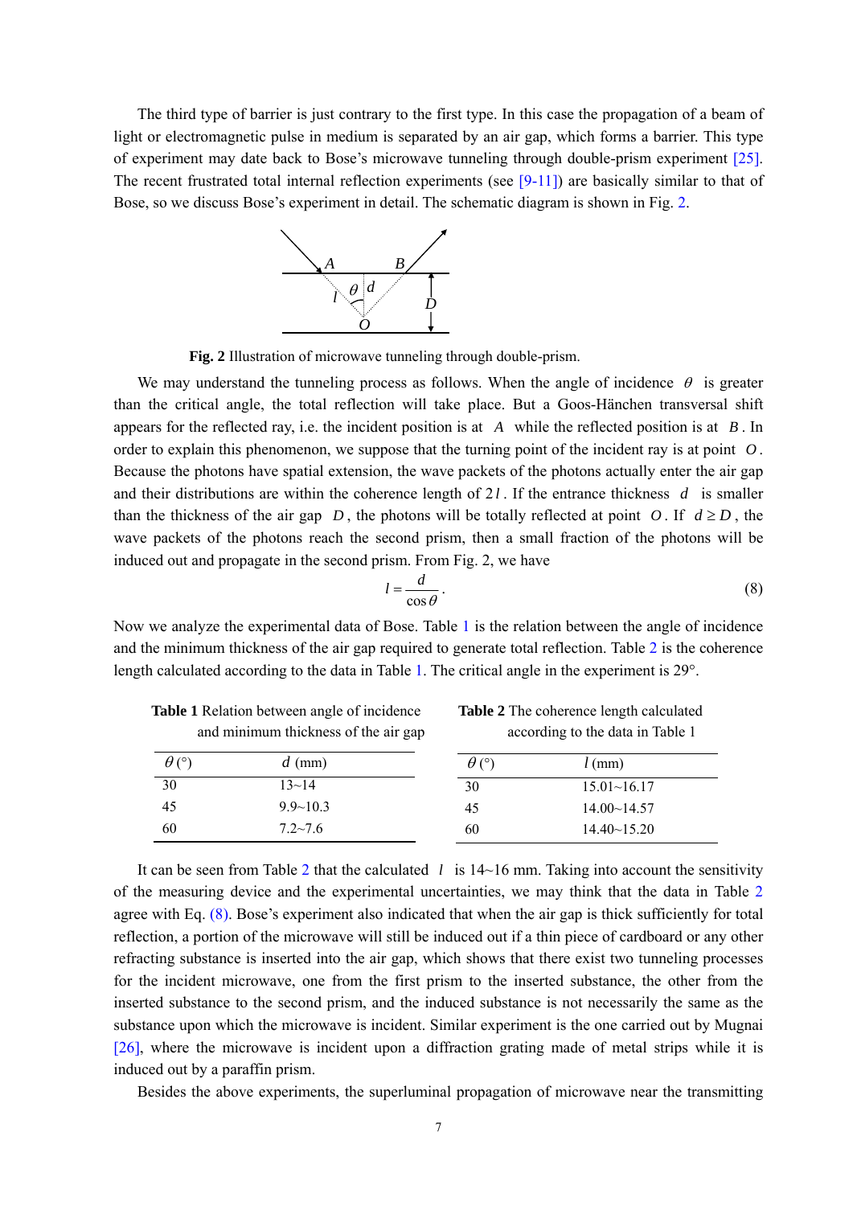The third type of barrier is just contrary to the first type. In this case the propagation of a beam of light or electromagnetic pulse in medium is separated by an air gap, which forms a barrier. This type of experiment may date back to Bose's microwave tunneling through double-prism experiment [25]. The recent frustrated total internal reflection experiments (see [9-11]) are basically similar to that of Bose, so we discuss Bose's experiment in detail. The schematic diagram is shown in Fig. 2.

**Fig. 2** Illustration of microwave tunneling through double-prism.

We may understand the tunneling process as follows. When the angle of incidence $\theta$ is greater than the critical angle, the total reflection will take place. But a Goos-Hänchen transversal shift appears for the reflected ray, i.e. the incident position is at $A$ while the reflected position is at $B$. In order to explain this phenomenon, we suppose that the turning point of the incident ray is at point $O$. Because the photons have spatial extension, the wave packets of the photons actually enter the air gap and their distributions are within the coherence length of $2l$. If the entrance thickness $d$ is smaller than the thickness of the air gap $D$, the photons will be totally reflected at point $O$. If $d \geq D$, the wave packets of the photons reach the second prism, then a small fraction of the photons will be induced out and propagate in the second prism. From Fig. 2, we have

$$l = \frac{d}{\cos\theta}. \tag{8}$$

Now we analyze the experimental data of Bose. Table 1 is the relation between the angle of incidence and the minimum thickness of the air gap required to generate total reflection. Table 2 is the coherence length calculated according to the data in Table 1. The critical angle in the experiment is 29°.

**Table 1** Relation between angle of incidence and minimum thickness of the air gap

| $\theta$ (°) | $d$ (mm) |
|---|---|
| 30 | 13~14 |
| 45 | 9.9~10.3 |
| 60 | 7.2~7.6 |

**Table 2** The coherence length calculated according to the data in Table 1

| $\theta$ (°) | $l$ (mm) |
|---|---|
| 30 | 15.01~16.17 |
| 45 | 14.00~14.57 |
| 60 | 14.40~15.20 |

It can be seen from Table 2 that the calculated $l$ is 14~16 mm. Taking into account the sensitivity of the measuring device and the experimental uncertainties, we may think that the data in Table 2 agree with Eq. (8). Bose's experiment also indicated that when the air gap is thick sufficiently for total reflection, a portion of the microwave will still be induced out if a thin piece of cardboard or any other refracting substance is inserted into the air gap, which shows that there exist two tunneling processes for the incident microwave, one from the first prism to the inserted substance, the other from the inserted substance to the second prism, and the induced substance is not necessarily the same as the substance upon which the microwave is incident. Similar experiment is the one carried out by Mugnai [26], where the microwave is incident upon a diffraction grating made of metal strips while it is induced out by a paraffin prism.

Besides the above experiments, the superluminal propagation of microwave near the transmitting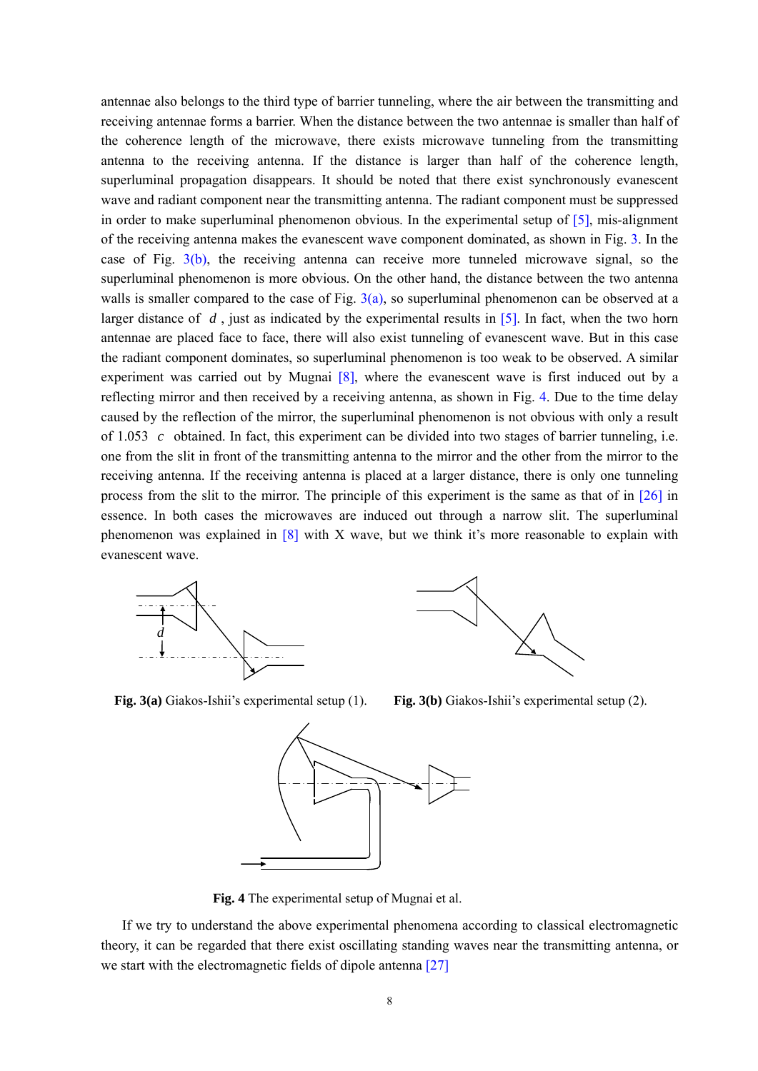antennae also belongs to the third type of barrier tunneling, where the air between the transmitting and receiving antennae forms a barrier. When the distance between the two antennae is smaller than half of the coherence length of the microwave, there exists microwave tunneling from the transmitting antenna to the receiving antenna. If the distance is larger than half of the coherence length, superluminal propagation disappears. It should be noted that there exist synchronously evanescent wave and radiant component near the transmitting antenna. The radiant component must be suppressed in order to make superluminal phenomenon obvious. In the experimental setup of [5], mis-alignment of the receiving antenna makes the evanescent wave component dominated, as shown in Fig. 3. In the case of Fig. 3(b), the receiving antenna can receive more tunneled microwave signal, so the superluminal phenomenon is more obvious. On the other hand, the distance between the two antenna walls is smaller compared to the case of Fig. 3(a), so superluminal phenomenon can be observed at a larger distance of $d$, just as indicated by the experimental results in [5]. In fact, when the two horn antennae are placed face to face, there will also exist tunneling of evanescent wave. But in this case the radiant component dominates, so superluminal phenomenon is too weak to be observed. A similar experiment was carried out by Mugnai [8], where the evanescent wave is first induced out by a reflecting mirror and then received by a receiving antenna, as shown in Fig. 4. Due to the time delay caused by the reflection of the mirror, the superluminal phenomenon is not obvious with only a result of 1.053 $c$ obtained. In fact, this experiment can be divided into two stages of barrier tunneling, i.e. one from the slit in front of the transmitting antenna to the mirror and the other from the mirror to the receiving antenna. If the receiving antenna is placed at a larger distance, there is only one tunneling process from the slit to the mirror. The principle of this experiment is the same as that of in [26] in essence. In both cases the microwaves are induced out through a narrow slit. The superluminal phenomenon was explained in [8] with X wave, but we think it's more reasonable to explain with evanescent wave.

**Fig. 3(a)** Giakos-Ishii's experimental setup (1).

**Fig. 3(b)** Giakos-Ishii's experimental setup (2).

**Fig. 4** The experimental setup of Mugnai et al.

If we try to understand the above experimental phenomena according to classical electromagnetic theory, it can be regarded that there exist oscillating standing waves near the transmitting antenna, or we start with the electromagnetic fields of dipole antenna [27]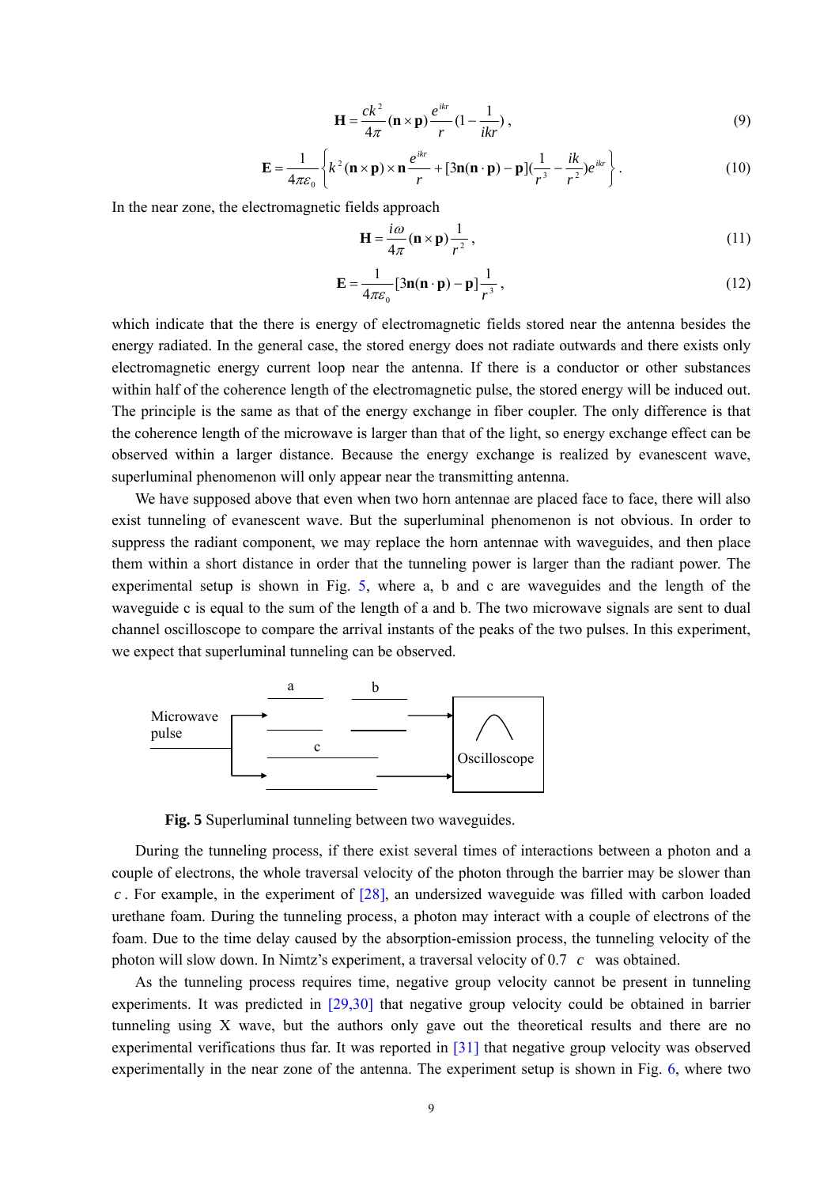$$\mathbf{H} = \frac{ck^2}{4\pi}(\mathbf{n}\times\mathbf{p})\frac{e^{ikr}}{r}\left(1-\frac{1}{ikr}\right), \tag{9}$$

$$\mathbf{E} = \frac{1}{4\pi\varepsilon_0}\left\{k^2(\mathbf{n}\times\mathbf{p})\times\mathbf{n}\frac{e^{ikr}}{r} + [3\mathbf{n}(\mathbf{n}\cdot\mathbf{p})-\mathbf{p}]\left(\frac{1}{r^3}-\frac{ik}{r^2}\right)e^{ikr}\right\}. \tag{10}$$

In the near zone, the electromagnetic fields approach

$$\mathbf{H} = \frac{i\omega}{4\pi}(\mathbf{n}\times\mathbf{p})\frac{1}{r^2}, \tag{11}$$

$$\mathbf{E} = \frac{1}{4\pi\varepsilon_0}[3\mathbf{n}(\mathbf{n}\cdot\mathbf{p})-\mathbf{p}]\frac{1}{r^3}, \tag{12}$$

which indicate that the there is energy of electromagnetic fields stored near the antenna besides the energy radiated. In the general case, the stored energy does not radiate outwards and there exists only electromagnetic energy current loop near the antenna. If there is a conductor or other substances within half of the coherence length of the electromagnetic pulse, the stored energy will be induced out. The principle is the same as that of the energy exchange in fiber coupler. The only difference is that the coherence length of the microwave is larger than that of the light, so energy exchange effect can be observed within a larger distance. Because the energy exchange is realized by evanescent wave, superluminal phenomenon will only appear near the transmitting antenna.

We have supposed above that even when two horn antennae are placed face to face, there will also exist tunneling of evanescent wave. But the superluminal phenomenon is not obvious. In order to suppress the radiant component, we may replace the horn antennae with waveguides, and then place them within a short distance in order that the tunneling power is larger than the radiant power. The experimental setup is shown in Fig. 5, where a, b and c are waveguides and the length of the waveguide c is equal to the sum of the length of a and b. The two microwave signals are sent to dual channel oscilloscope to compare the arrival instants of the peaks of the two pulses. In this experiment, we expect that superluminal tunneling can be observed.

**Fig. 5** Superluminal tunneling between two waveguides.

During the tunneling process, if there exist several times of interactions between a photon and a couple of electrons, the whole traversal velocity of the photon through the barrier may be slower than $c$. For example, in the experiment of [28], an undersized waveguide was filled with carbon loaded urethane foam. During the tunneling process, a photon may interact with a couple of electrons of the foam. Due to the time delay caused by the absorption-emission process, the tunneling velocity of the photon will slow down. In Nimtz's experiment, a traversal velocity of 0.7 $c$ was obtained.

As the tunneling process requires time, negative group velocity cannot be present in tunneling experiments. It was predicted in [29,30] that negative group velocity could be obtained in barrier tunneling using X wave, but the authors only gave out the theoretical results and there are no experimental verifications thus far. It was reported in [31] that negative group velocity was observed experimentally in the near zone of the antenna. The experiment setup is shown in Fig. 6, where two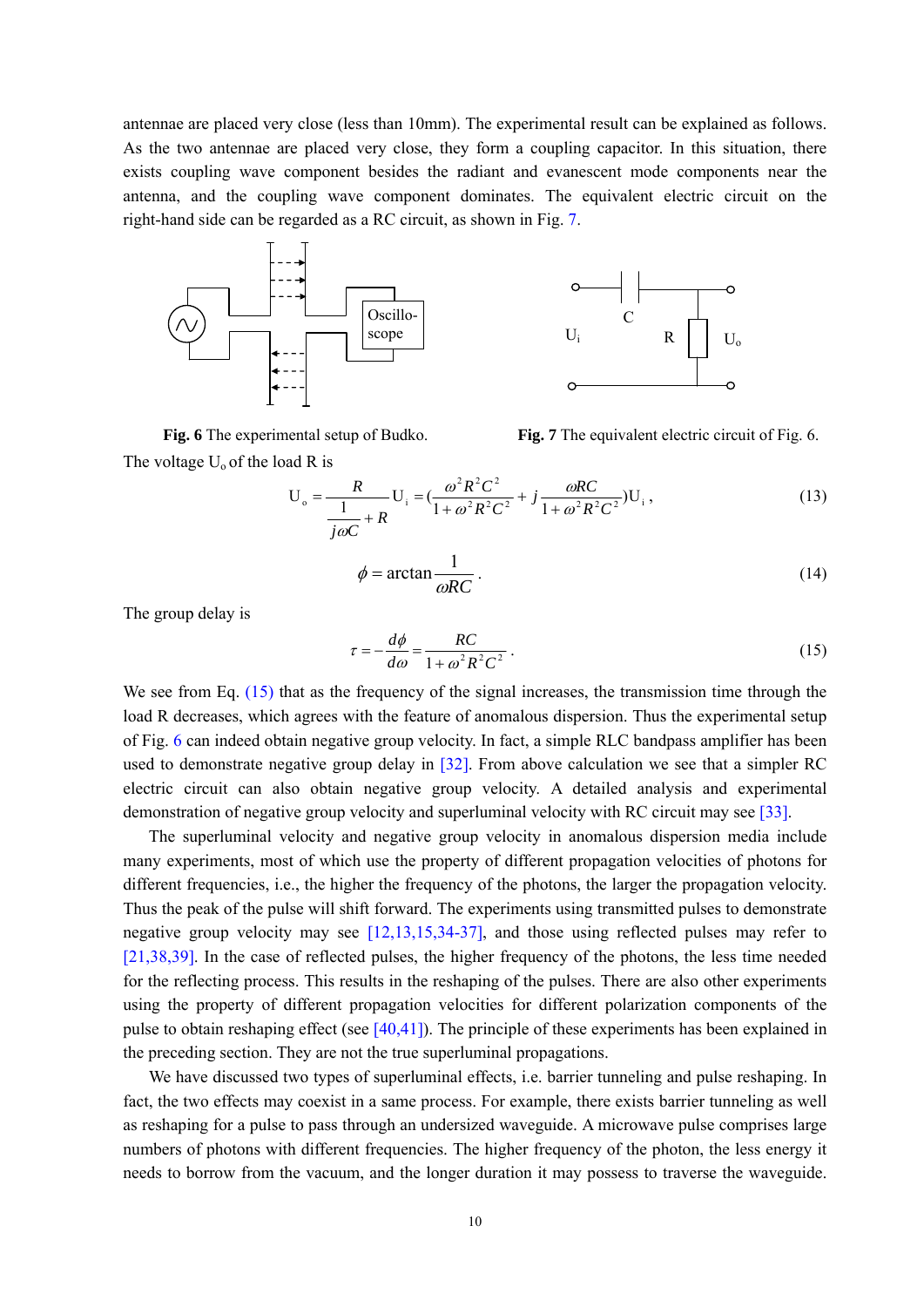antennae are placed very close (less than 10mm). The experimental result can be explained as follows. As the two antennae are placed very close, they form a coupling capacitor. In this situation, there exists coupling wave component besides the radiant and evanescent mode components near the antenna, and the coupling wave component dominates. The equivalent electric circuit on the right-hand side can be regarded as a RC circuit, as shown in Fig. 7.

**Fig. 6** The experimental setup of Budko.

**Fig. 7** The equivalent electric circuit of Fig. 6.

The voltage $U_o$ of the load R is

$$U_o = \frac{R}{\frac{1}{j\omega C} + R} U_i = \left(\frac{\omega^2 R^2 C^2}{1+\omega^2 R^2 C^2} + j\frac{\omega RC}{1+\omega^2 R^2 C^2}\right) U_i \, , \tag{13}$$

$$\phi = \arctan \frac{1}{\omega RC} \, . \tag{14}$$

The group delay is

$$\tau = -\frac{d\phi}{d\omega} = \frac{RC}{1+\omega^2 R^2 C^2} \, . \tag{15}$$

We see from Eq. (15) that as the frequency of the signal increases, the transmission time through the load R decreases, which agrees with the feature of anomalous dispersion. Thus the experimental setup of Fig. 6 can indeed obtain negative group velocity. In fact, a simple RLC bandpass amplifier has been used to demonstrate negative group delay in [32]. From above calculation we see that a simpler RC electric circuit can also obtain negative group velocity. A detailed analysis and experimental demonstration of negative group velocity and superluminal velocity with RC circuit may see [33].

The superluminal velocity and negative group velocity in anomalous dispersion media include many experiments, most of which use the property of different propagation velocities of photons for different frequencies, i.e., the higher the frequency of the photons, the larger the propagation velocity. Thus the peak of the pulse will shift forward. The experiments using transmitted pulses to demonstrate negative group velocity may see [12,13,15,34-37], and those using reflected pulses may refer to [21,38,39]. In the case of reflected pulses, the higher frequency of the photons, the less time needed for the reflecting process. This results in the reshaping of the pulses. There are also other experiments using the property of different propagation velocities for different polarization components of the pulse to obtain reshaping effect (see [40,41]). The principle of these experiments has been explained in the preceding section. They are not the true superluminal propagations.

We have discussed two types of superluminal effects, i.e. barrier tunneling and pulse reshaping. In fact, the two effects may coexist in a same process. For example, there exists barrier tunneling as well as reshaping for a pulse to pass through an undersized waveguide. A microwave pulse comprises large numbers of photons with different frequencies. The higher frequency of the photon, the less energy it needs to borrow from the vacuum, and the longer duration it may possess to traverse the waveguide.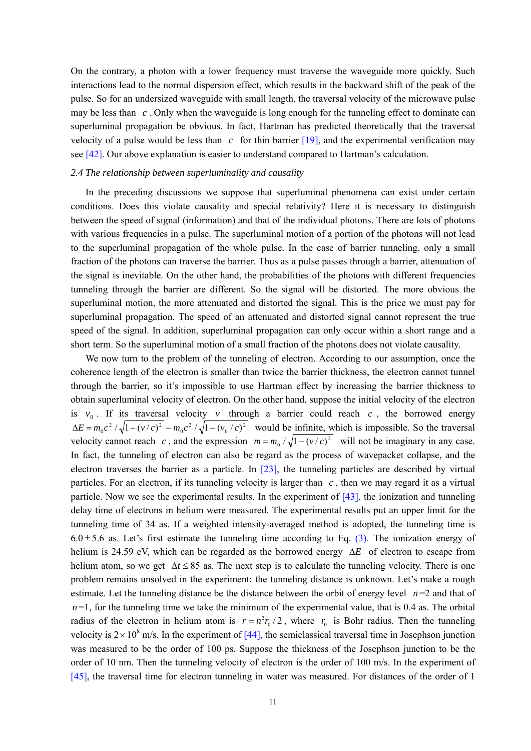On the contrary, a photon with a lower frequency must traverse the waveguide more quickly. Such interactions lead to the normal dispersion effect, which results in the backward shift of the peak of the pulse. So for an undersized waveguide with small length, the traversal velocity of the microwave pulse may be less than $c$. Only when the waveguide is long enough for the tunneling effect to dominate can superluminal propagation be obvious. In fact, Hartman has predicted theoretically that the traversal velocity of a pulse would be less than $c$ for thin barrier [19], and the experimental verification may see [42]. Our above explanation is easier to understand compared to Hartman's calculation.

*2.4 The relationship between superluminality and causality*

In the preceding discussions we suppose that superluminal phenomena can exist under certain conditions. Does this violate causality and special relativity? Here it is necessary to distinguish between the speed of signal (information) and that of the individual photons. There are lots of photons with various frequencies in a pulse. The superluminal motion of a portion of the photons will not lead to the superluminal propagation of the whole pulse. In the case of barrier tunneling, only a small fraction of the photons can traverse the barrier. Thus as a pulse passes through a barrier, attenuation of the signal is inevitable. On the other hand, the probabilities of the photons with different frequencies tunneling through the barrier are different. So the signal will be distorted. The more obvious the superluminal motion, the more attenuated and distorted the signal. This is the price we must pay for superluminal propagation. The speed of an attenuated and distorted signal cannot represent the true speed of the signal. In addition, superluminal propagation can only occur within a short range and a short term. So the superluminal motion of a small fraction of the photons does not violate causality.

We now turn to the problem of the tunneling of electron. According to our assumption, once the coherence length of the electron is smaller than twice the barrier thickness, the electron cannot tunnel through the barrier, so it's impossible to use Hartman effect by increasing the barrier thickness to obtain superluminal velocity of electron. On the other hand, suppose the initial velocity of the electron is $v_0$. If its traversal velocity $v$ through a barrier could reach $c$, the borrowed energy $\Delta E = m_0c^2/\sqrt{1-(v/c)^2} - m_0c^2/\sqrt{1-(v_0/c)^2}$ would be infinite, which is impossible. So the traversal velocity cannot reach $c$, and the expression $m = m_0/\sqrt{1-(v/c)^2}$ will not be imaginary in any case. In fact, the tunneling of electron can also be regard as the process of wavepacket collapse, and the electron traverses the barrier as a particle. In [23], the tunneling particles are described by virtual particles. For an electron, if its tunneling velocity is larger than $c$, then we may regard it as a virtual particle. Now we see the experimental results. In the experiment of [43], the ionization and tunneling delay time of electrons in helium were measured. The experimental results put an upper limit for the tunneling time of 34 as. If a weighted intensity-averaged method is adopted, the tunneling time is $6.0 \pm 5.6$ as. Let's first estimate the tunneling time according to Eq. (3). The ionization energy of helium is 24.59 eV, which can be regarded as the borrowed energy $\Delta E$ of electron to escape from helium atom, so we get $\Delta t \leq 85$ as. The next step is to calculate the tunneling velocity. There is one problem remains unsolved in the experiment: the tunneling distance is unknown. Let's make a rough estimate. Let the tunneling distance be the distance between the orbit of energy level $n$=2 and that of $n$=1, for the tunneling time we take the minimum of the experimental value, that is 0.4 as. The orbital radius of the electron in helium atom is $r = n^2r_0/2$, where $r_0$ is Bohr radius. Then the tunneling velocity is $2\times 10^8$ m/s. In the experiment of [44], the semiclassical traversal time in Josephson junction was measured to be the order of 100 ps. Suppose the thickness of the Josephson junction to be the order of 10 nm. Then the tunneling velocity of electron is the order of 100 m/s. In the experiment of [45], the traversal time for electron tunneling in water was measured. For distances of the order of 1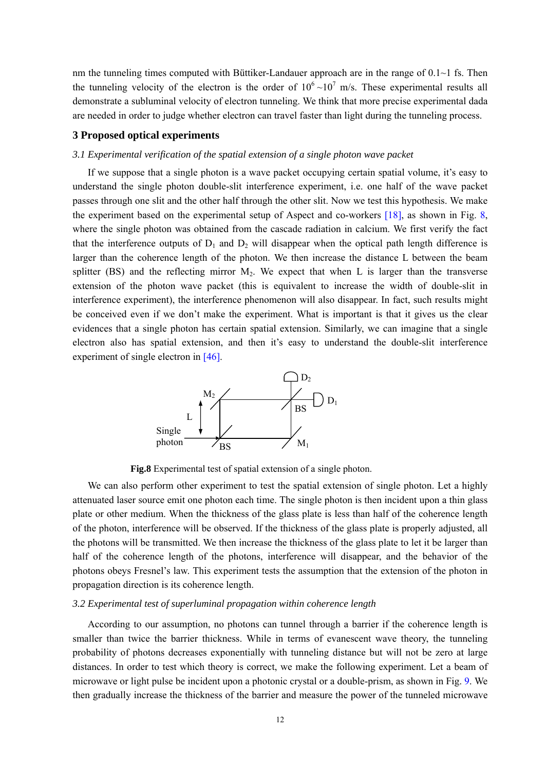nm the tunneling times computed with Büttiker-Landauer approach are in the range of 0.1~1 fs. Then the tunneling velocity of the electron is the order of $10^6$ ~$10^7$ m/s. These experimental results all demonstrate a subluminal velocity of electron tunneling. We think that more precise experimental dada are needed in order to judge whether electron can travel faster than light during the tunneling process.

## 3 Proposed optical experiments

### *3.1 Experimental verification of the spatial extension of a single photon wave packet*

If we suppose that a single photon is a wave packet occupying certain spatial volume, it's easy to understand the single photon double-slit interference experiment, i.e. one half of the wave packet passes through one slit and the other half through the other slit. Now we test this hypothesis. We make the experiment based on the experimental setup of Aspect and co-workers [18], as shown in Fig. 8, where the single photon was obtained from the cascade radiation in calcium. We first verify the fact that the interference outputs of $D_1$ and $D_2$ will disappear when the optical path length difference is larger than the coherence length of the photon. We then increase the distance L between the beam splitter (BS) and the reflecting mirror $M_2$. We expect that when L is larger than the transverse extension of the photon wave packet (this is equivalent to increase the width of double-slit in interference experiment), the interference phenomenon will also disappear. In fact, such results might be conceived even if we don't make the experiment. What is important is that it gives us the clear evidences that a single photon has certain spatial extension. Similarly, we can imagine that a single electron also has spatial extension, and then it's easy to understand the double-slit interference experiment of single electron in [46].

**Fig.8** Experimental test of spatial extension of a single photon.

We can also perform other experiment to test the spatial extension of single photon. Let a highly attenuated laser source emit one photon each time. The single photon is then incident upon a thin glass plate or other medium. When the thickness of the glass plate is less than half of the coherence length of the photon, interference will be observed. If the thickness of the glass plate is properly adjusted, all the photons will be transmitted. We then increase the thickness of the glass plate to let it be larger than half of the coherence length of the photons, interference will disappear, and the behavior of the photons obeys Fresnel's law. This experiment tests the assumption that the extension of the photon in propagation direction is its coherence length.

### *3.2 Experimental test of superluminal propagation within coherence length*

According to our assumption, no photons can tunnel through a barrier if the coherence length is smaller than twice the barrier thickness. While in terms of evanescent wave theory, the tunneling probability of photons decreases exponentially with tunneling distance but will not be zero at large distances. In order to test which theory is correct, we make the following experiment. Let a beam of microwave or light pulse be incident upon a photonic crystal or a double-prism, as shown in Fig. 9. We then gradually increase the thickness of the barrier and measure the power of the tunneled microwave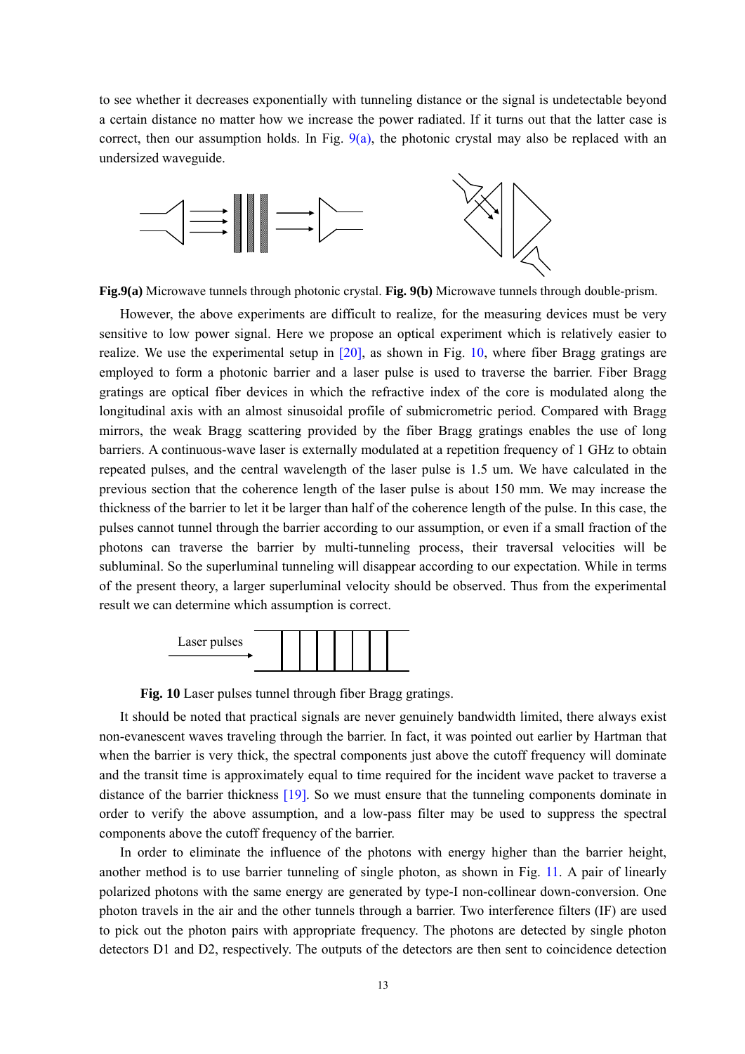to see whether it decreases exponentially with tunneling distance or the signal is undetectable beyond a certain distance no matter how we increase the power radiated. If it turns out that the latter case is correct, then our assumption holds. In Fig. 9(a), the photonic crystal may also be replaced with an undersized waveguide.

**Fig.9(a)** Microwave tunnels through photonic crystal. **Fig. 9(b)** Microwave tunnels through double-prism.

However, the above experiments are difficult to realize, for the measuring devices must be very sensitive to low power signal. Here we propose an optical experiment which is relatively easier to realize. We use the experimental setup in [20], as shown in Fig. 10, where fiber Bragg gratings are employed to form a photonic barrier and a laser pulse is used to traverse the barrier. Fiber Bragg gratings are optical fiber devices in which the refractive index of the core is modulated along the longitudinal axis with an almost sinusoidal profile of submicrometric period. Compared with Bragg mirrors, the weak Bragg scattering provided by the fiber Bragg gratings enables the use of long barriers. A continuous-wave laser is externally modulated at a repetition frequency of 1 GHz to obtain repeated pulses, and the central wavelength of the laser pulse is 1.5 um. We have calculated in the previous section that the coherence length of the laser pulse is about 150 mm. We may increase the thickness of the barrier to let it be larger than half of the coherence length of the pulse. In this case, the pulses cannot tunnel through the barrier according to our assumption, or even if a small fraction of the photons can traverse the barrier by multi-tunneling process, their traversal velocities will be subluminal. So the superluminal tunneling will disappear according to our expectation. While in terms of the present theory, a larger superluminal velocity should be observed. Thus from the experimental result we can determine which assumption is correct.

**Fig. 10** Laser pulses tunnel through fiber Bragg gratings.

It should be noted that practical signals are never genuinely bandwidth limited, there always exist non-evanescent waves traveling through the barrier. In fact, it was pointed out earlier by Hartman that when the barrier is very thick, the spectral components just above the cutoff frequency will dominate and the transit time is approximately equal to time required for the incident wave packet to traverse a distance of the barrier thickness [19]. So we must ensure that the tunneling components dominate in order to verify the above assumption, and a low-pass filter may be used to suppress the spectral components above the cutoff frequency of the barrier.

In order to eliminate the influence of the photons with energy higher than the barrier height, another method is to use barrier tunneling of single photon, as shown in Fig. 11. A pair of linearly polarized photons with the same energy are generated by type-I non-collinear down-conversion. One photon travels in the air and the other tunnels through a barrier. Two interference filters (IF) are used to pick out the photon pairs with appropriate frequency. The photons are detected by single photon detectors D1 and D2, respectively. The outputs of the detectors are then sent to coincidence detection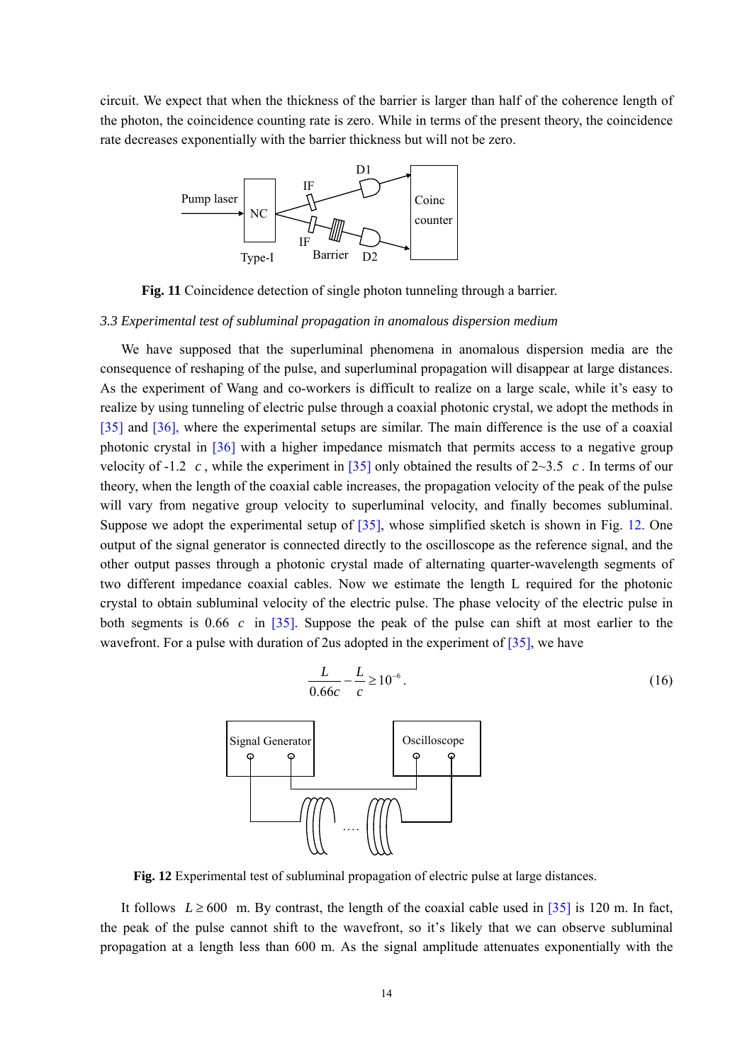circuit. We expect that when the thickness of the barrier is larger than half of the coherence length of the photon, the coincidence counting rate is zero. While in terms of the present theory, the coincidence rate decreases exponentially with the barrier thickness but will not be zero.

**Fig. 11** Coincidence detection of single photon tunneling through a barrier.

*3.3 Experimental test of subluminal propagation in anomalous dispersion medium*

We have supposed that the superluminal phenomena in anomalous dispersion media are the consequence of reshaping of the pulse, and superluminal propagation will disappear at large distances. As the experiment of Wang and co-workers is difficult to realize on a large scale, while it's easy to realize by using tunneling of electric pulse through a coaxial photonic crystal, we adopt the methods in [35] and [36], where the experimental setups are similar. The main difference is the use of a coaxial photonic crystal in [36] with a higher impedance mismatch that permits access to a negative group velocity of -1.2 $c$, while the experiment in [35] only obtained the results of 2~3.5 $c$. In terms of our theory, when the length of the coaxial cable increases, the propagation velocity of the peak of the pulse will vary from negative group velocity to superluminal velocity, and finally becomes subluminal. Suppose we adopt the experimental setup of [35], whose simplified sketch is shown in Fig. 12. One output of the signal generator is connected directly to the oscilloscope as the reference signal, and the other output passes through a photonic crystal made of alternating quarter-wavelength segments of two different impedance coaxial cables. Now we estimate the length L required for the photonic crystal to obtain subluminal velocity of the electric pulse. The phase velocity of the electric pulse in both segments is 0.66 $c$ in [35]. Suppose the peak of the pulse can shift at most earlier to the wavefront. For a pulse with duration of 2us adopted in the experiment of [35], we have

$$\frac{L}{0.66c} - \frac{L}{c} \geq 10^{-6}. \tag{16}$$

**Fig. 12** Experimental test of subluminal propagation of electric pulse at large distances.

It follows $L \geq 600$ m. By contrast, the length of the coaxial cable used in [35] is 120 m. In fact, the peak of the pulse cannot shift to the wavefront, so it's likely that we can observe subluminal propagation at a length less than 600 m. As the signal amplitude attenuates exponentially with the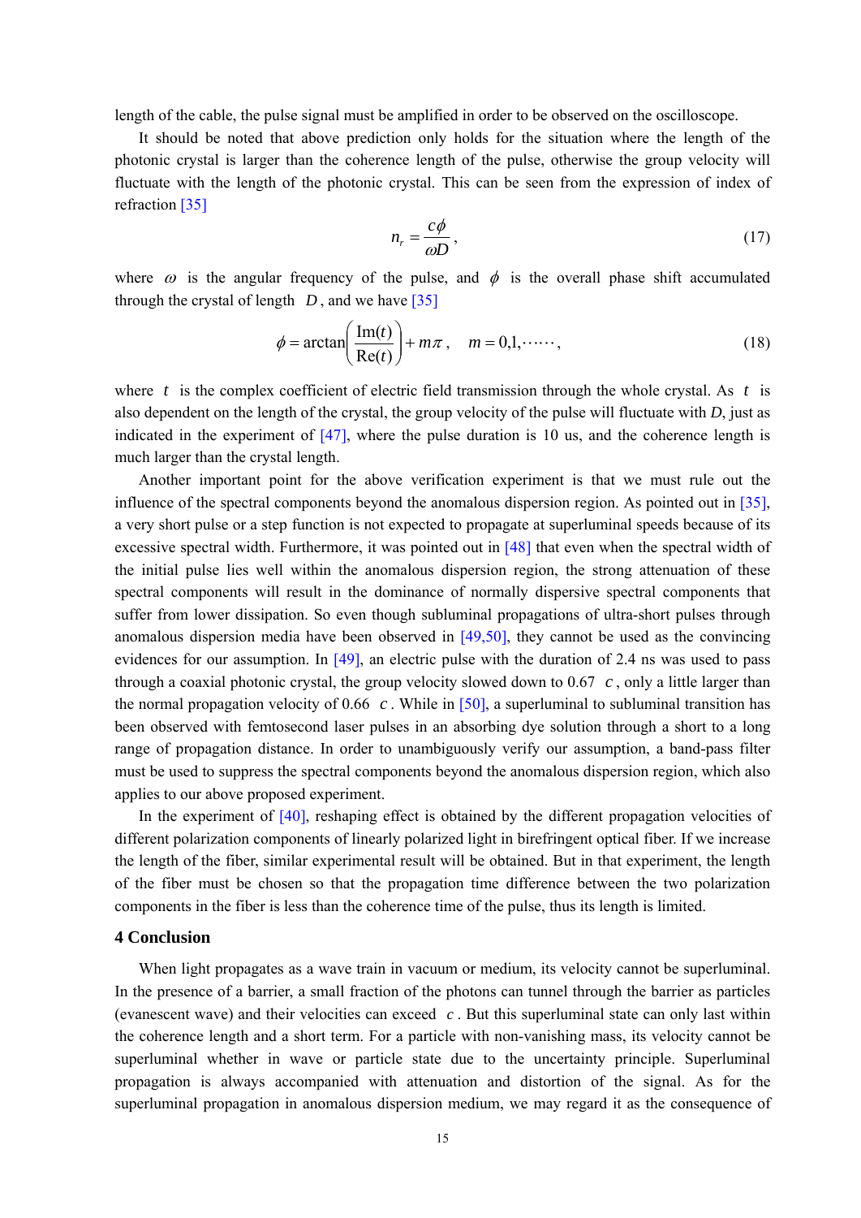length of the cable, the pulse signal must be amplified in order to be observed on the oscilloscope.

It should be noted that above prediction only holds for the situation where the length of the photonic crystal is larger than the coherence length of the pulse, otherwise the group velocity will fluctuate with the length of the photonic crystal. This can be seen from the expression of index of refraction [35]

$$n_r = \frac{c\phi}{\omega D}, \tag{17}$$

where $\omega$ is the angular frequency of the pulse, and $\phi$ is the overall phase shift accumulated through the crystal of length $D$, and we have [35]

$$\phi = \arctan\left(\frac{\mathrm{Im}(t)}{\mathrm{Re}(t)}\right) + m\pi, \quad m = 0, 1, \cdots\cdots, \tag{18}$$

where $t$ is the complex coefficient of electric field transmission through the whole crystal. As $t$ is also dependent on the length of the crystal, the group velocity of the pulse will fluctuate with $D$, just as indicated in the experiment of [47], where the pulse duration is 10 us, and the coherence length is much larger than the crystal length.

Another important point for the above verification experiment is that we must rule out the influence of the spectral components beyond the anomalous dispersion region. As pointed out in [35], a very short pulse or a step function is not expected to propagate at superluminal speeds because of its excessive spectral width. Furthermore, it was pointed out in [48] that even when the spectral width of the initial pulse lies well within the anomalous dispersion region, the strong attenuation of these spectral components will result in the dominance of normally dispersive spectral components that suffer from lower dissipation. So even though subluminal propagations of ultra-short pulses through anomalous dispersion media have been observed in [49,50], they cannot be used as the convincing evidences for our assumption. In [49], an electric pulse with the duration of 2.4 ns was used to pass through a coaxial photonic crystal, the group velocity slowed down to 0.67 $c$, only a little larger than the normal propagation velocity of 0.66 $c$. While in [50], a superluminal to subluminal transition has been observed with femtosecond laser pulses in an absorbing dye solution through a short to a long range of propagation distance. In order to unambiguously verify our assumption, a band-pass filter must be used to suppress the spectral components beyond the anomalous dispersion region, which also applies to our above proposed experiment.

In the experiment of [40], reshaping effect is obtained by the different propagation velocities of different polarization components of linearly polarized light in birefringent optical fiber. If we increase the length of the fiber, similar experimental result will be obtained. But in that experiment, the length of the fiber must be chosen so that the propagation time difference between the two polarization components in the fiber is less than the coherence time of the pulse, thus its length is limited.

## 4 Conclusion

When light propagates as a wave train in vacuum or medium, its velocity cannot be superluminal. In the presence of a barrier, a small fraction of the photons can tunnel through the barrier as particles (evanescent wave) and their velocities can exceed $c$. But this superluminal state can only last within the coherence length and a short term. For a particle with non-vanishing mass, its velocity cannot be superluminal whether in wave or particle state due to the uncertainty principle. Superluminal propagation is always accompanied with attenuation and distortion of the signal. As for the superluminal propagation in anomalous dispersion medium, we may regard it as the consequence of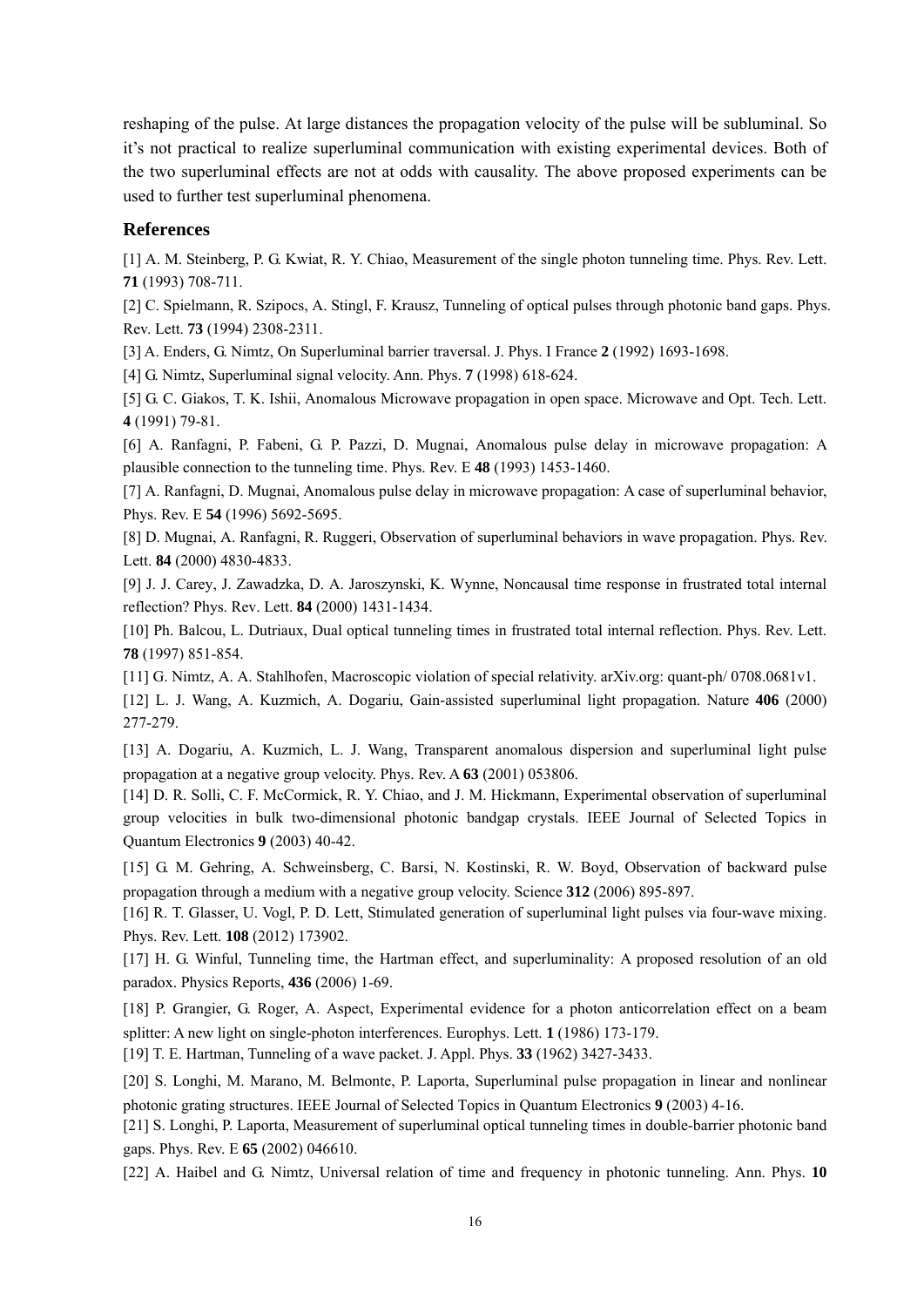reshaping of the pulse. At large distances the propagation velocity of the pulse will be subluminal. So it's not practical to realize superluminal communication with existing experimental devices. Both of the two superluminal effects are not at odds with causality. The above proposed experiments can be used to further test superluminal phenomena.

## References

[1] A. M. Steinberg, P. G. Kwiat, R. Y. Chiao, Measurement of the single photon tunneling time. Phys. Rev. Lett. **71** (1993) 708-711.

[2] C. Spielmann, R. Szipocs, A. Stingl, F. Krausz, Tunneling of optical pulses through photonic band gaps. Phys. Rev. Lett. **73** (1994) 2308-2311.

[3] A. Enders, G. Nimtz, On Superluminal barrier traversal. J. Phys. I France **2** (1992) 1693-1698.

[4] G. Nimtz, Superluminal signal velocity. Ann. Phys. **7** (1998) 618-624.

[5] G. C. Giakos, T. K. Ishii, Anomalous Microwave propagation in open space. Microwave and Opt. Tech. Lett. **4** (1991) 79-81.

[6] A. Ranfagni, P. Fabeni, G. P. Pazzi, D. Mugnai, Anomalous pulse delay in microwave propagation: A plausible connection to the tunneling time. Phys. Rev. E **48** (1993) 1453-1460.

[7] A. Ranfagni, D. Mugnai, Anomalous pulse delay in microwave propagation: A case of superluminal behavior, Phys. Rev. E **54** (1996) 5692-5695.

[8] D. Mugnai, A. Ranfagni, R. Ruggeri, Observation of superluminal behaviors in wave propagation. Phys. Rev. Lett. **84** (2000) 4830-4833.

[9] J. J. Carey, J. Zawadzka, D. A. Jaroszynski, K. Wynne, Noncausal time response in frustrated total internal reflection? Phys. Rev. Lett. **84** (2000) 1431-1434.

[10] Ph. Balcou, L. Dutriaux, Dual optical tunneling times in frustrated total internal reflection. Phys. Rev. Lett. **78** (1997) 851-854.

[11] G. Nimtz, A. A. Stahlhofen, Macroscopic violation of special relativity. arXiv.org: quant-ph/ 0708.0681v1.

[12] L. J. Wang, A. Kuzmich, A. Dogariu, Gain-assisted superluminal light propagation. Nature **406** (2000) 277-279.

[13] A. Dogariu, A. Kuzmich, L. J. Wang, Transparent anomalous dispersion and superluminal light pulse propagation at a negative group velocity. Phys. Rev. A **63** (2001) 053806.

[14] D. R. Solli, C. F. McCormick, R. Y. Chiao, and J. M. Hickmann, Experimental observation of superluminal group velocities in bulk two-dimensional photonic bandgap crystals. IEEE Journal of Selected Topics in Quantum Electronics **9** (2003) 40-42.

[15] G. M. Gehring, A. Schweinsberg, C. Barsi, N. Kostinski, R. W. Boyd, Observation of backward pulse propagation through a medium with a negative group velocity. Science **312** (2006) 895-897.

[16] R. T. Glasser, U. Vogl, P. D. Lett, Stimulated generation of superluminal light pulses via four-wave mixing. Phys. Rev. Lett. **108** (2012) 173902.

[17] H. G. Winful, Tunneling time, the Hartman effect, and superluminality: A proposed resolution of an old paradox. Physics Reports, **436** (2006) 1-69.

[18] P. Grangier, G. Roger, A. Aspect, Experimental evidence for a photon anticorrelation effect on a beam splitter: A new light on single-photon interferences. Europhys. Lett. **1** (1986) 173-179.

[19] T. E. Hartman, Tunneling of a wave packet. J. Appl. Phys. **33** (1962) 3427-3433.

[20] S. Longhi, M. Marano, M. Belmonte, P. Laporta, Superluminal pulse propagation in linear and nonlinear photonic grating structures. IEEE Journal of Selected Topics in Quantum Electronics **9** (2003) 4-16.

[21] S. Longhi, P. Laporta, Measurement of superluminal optical tunneling times in double-barrier photonic band gaps. Phys. Rev. E **65** (2002) 046610.

[22] A. Haibel and G. Nimtz, Universal relation of time and frequency in photonic tunneling. Ann. Phys. **10**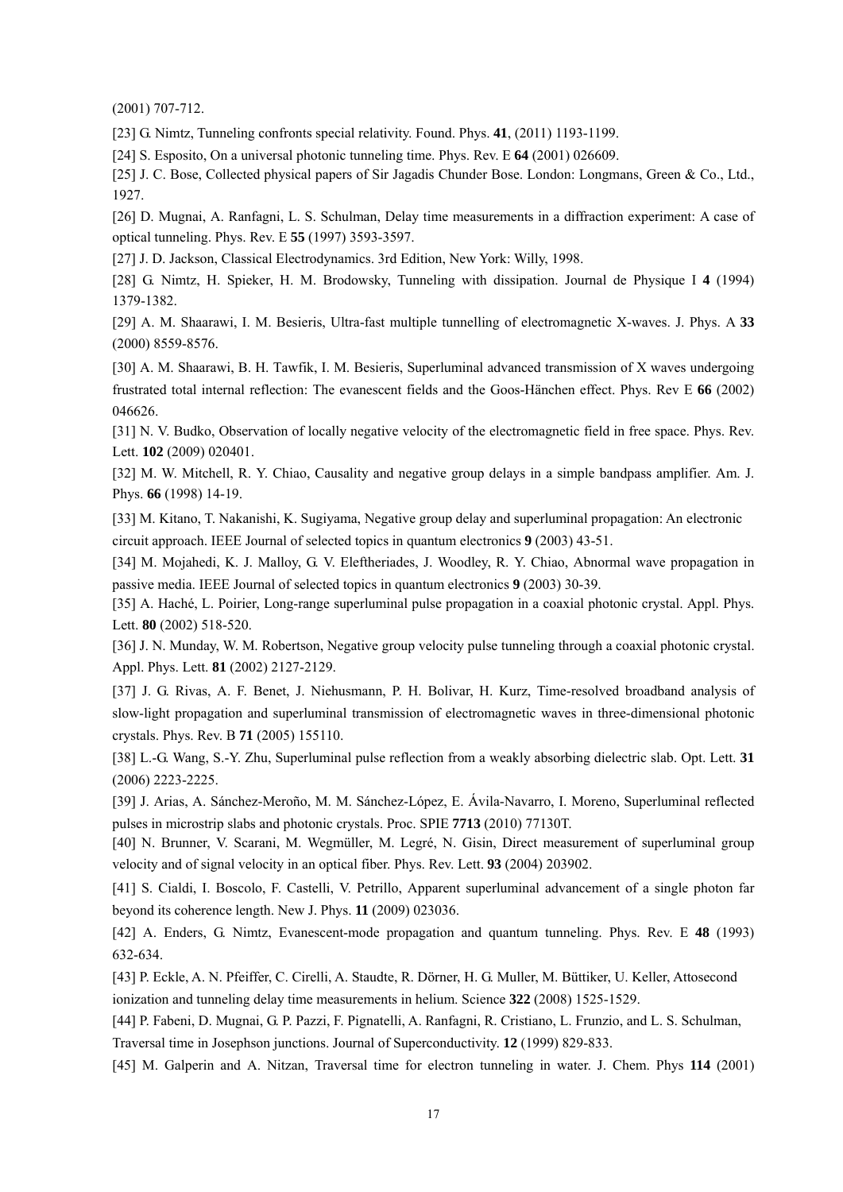(2001) 707-712.

[23] G. Nimtz, Tunneling confronts special relativity. Found. Phys. **41**, (2011) 1193-1199.

[24] S. Esposito, On a universal photonic tunneling time. Phys. Rev. E **64** (2001) 026609.

[25] J. C. Bose, Collected physical papers of Sir Jagadis Chunder Bose. London: Longmans, Green & Co., Ltd., 1927.

[26] D. Mugnai, A. Ranfagni, L. S. Schulman, Delay time measurements in a diffraction experiment: A case of optical tunneling. Phys. Rev. E **55** (1997) 3593-3597.

[27] J. D. Jackson, Classical Electrodynamics. 3rd Edition, New York: Willy, 1998.

[28] G. Nimtz, H. Spieker, H. M. Brodowsky, Tunneling with dissipation. Journal de Physique I **4** (1994) 1379-1382.

[29] A. M. Shaarawi, I. M. Besieris, Ultra-fast multiple tunnelling of electromagnetic X-waves. J. Phys. A **33** (2000) 8559-8576.

[30] A. M. Shaarawi, B. H. Tawfik, I. M. Besieris, Superluminal advanced transmission of X waves undergoing frustrated total internal reflection: The evanescent fields and the Goos-Hänchen effect. Phys. Rev E **66** (2002) 046626.

[31] N. V. Budko, Observation of locally negative velocity of the electromagnetic field in free space. Phys. Rev. Lett. **102** (2009) 020401.

[32] M. W. Mitchell, R. Y. Chiao, Causality and negative group delays in a simple bandpass amplifier. Am. J. Phys. **66** (1998) 14-19.

[33] M. Kitano, T. Nakanishi, K. Sugiyama, Negative group delay and superluminal propagation: An electronic circuit approach. IEEE Journal of selected topics in quantum electronics **9** (2003) 43-51.

[34] M. Mojahedi, K. J. Malloy, G. V. Eleftheriades, J. Woodley, R. Y. Chiao, Abnormal wave propagation in passive media. IEEE Journal of selected topics in quantum electronics **9** (2003) 30-39.

[35] A. Haché, L. Poirier, Long-range superluminal pulse propagation in a coaxial photonic crystal. Appl. Phys. Lett. **80** (2002) 518-520.

[36] J. N. Munday, W. M. Robertson, Negative group velocity pulse tunneling through a coaxial photonic crystal. Appl. Phys. Lett. **81** (2002) 2127-2129.

[37] J. G. Rivas, A. F. Benet, J. Niehusmann, P. H. Bolivar, H. Kurz, Time-resolved broadband analysis of slow-light propagation and superluminal transmission of electromagnetic waves in three-dimensional photonic crystals. Phys. Rev. B **71** (2005) 155110.

[38] L.-G. Wang, S.-Y. Zhu, Superluminal pulse reflection from a weakly absorbing dielectric slab. Opt. Lett. **31** (2006) 2223-2225.

[39] J. Arias, A. Sánchez-Meroño, M. M. Sánchez-López, E. Ávila-Navarro, I. Moreno, Superluminal reflected pulses in microstrip slabs and photonic crystals. Proc. SPIE **7713** (2010) 77130T.

[40] N. Brunner, V. Scarani, M. Wegmüller, M. Legré, N. Gisin, Direct measurement of superluminal group velocity and of signal velocity in an optical fiber. Phys. Rev. Lett. **93** (2004) 203902.

[41] S. Cialdi, I. Boscolo, F. Castelli, V. Petrillo, Apparent superluminal advancement of a single photon far beyond its coherence length. New J. Phys. **11** (2009) 023036.

[42] A. Enders, G. Nimtz, Evanescent-mode propagation and quantum tunneling. Phys. Rev. E **48** (1993) 632-634.

[43] P. Eckle, A. N. Pfeiffer, C. Cirelli, A. Staudte, R. Dörner, H. G. Muller, M. Büttiker, U. Keller, Attosecond ionization and tunneling delay time measurements in helium. Science **322** (2008) 1525-1529.

[44] P. Fabeni, D. Mugnai, G. P. Pazzi, F. Pignatelli, A. Ranfagni, R. Cristiano, L. Frunzio, and L. S. Schulman, Traversal time in Josephson junctions. Journal of Superconductivity. **12** (1999) 829-833.

[45] M. Galperin and A. Nitzan, Traversal time for electron tunneling in water. J. Chem. Phys **114** (2001)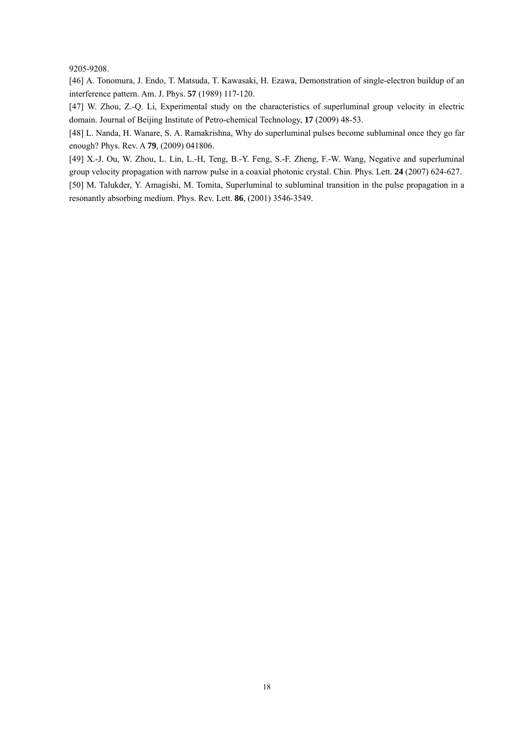9205-9208.

[46] A. Tonomura, J. Endo, T. Matsuda, T. Kawasaki, H. Ezawa, Demonstration of single-electron buildup of an interference pattern. Am. J. Phys. **57** (1989) 117-120.

[47] W. Zhou, Z.-Q. Li, Experimental study on the characteristics of superluminal group velocity in electric domain. Journal of Beijing Institute of Petro-chemical Technology, **17** (2009) 48-53.

[48] L. Nanda, H. Wanare, S. A. Ramakrishna, Why do superluminal pulses become subluminal once they go far enough? Phys. Rev. A **79**, (2009) 041806.

[49] X.-J. Ou, W. Zhou, L. Lin, L.-H, Teng, B.-Y. Feng, S.-F. Zheng, F.-W. Wang, Negative and superluminal group velocity propagation with narrow pulse in a coaxial photonic crystal. Chin. Phys. Lett. **24** (2007) 624-627.

[50] M. Talukder, Y. Amagishi, M. Tomita, Superluminal to subluminal transition in the pulse propagation in a resonantly absorbing medium. Phys. Rev. Lett. **86**, (2001) 3546-3549.